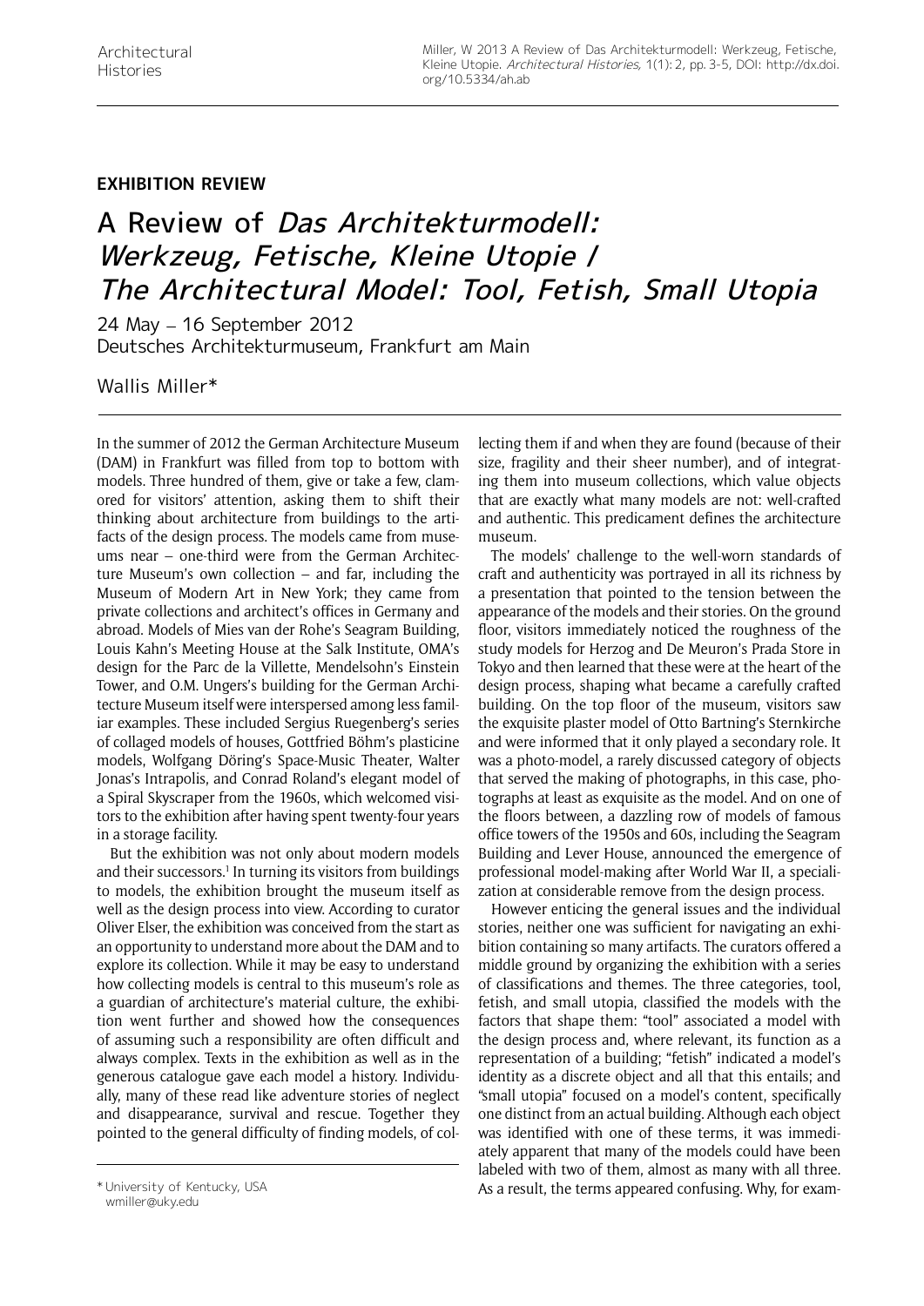**EXHIBITION REVIEW**

# A Review of *Das Architekturmodell: Werkzeug, Fetische, Kleine Utopie / The Architectural Model: Tool, Fetish, Small Utopia*

24 May – 16 September 2012
Deutsches Architekturmuseum, Frankfurt am Main

Wallis Miller*

In the summer of 2012 the German Architecture Museum (DAM) in Frankfurt was filled from top to bottom with models. Three hundred of them, give or take a few, clamored for visitors' attention, asking them to shift their thinking about architecture from buildings to the artifacts of the design process. The models came from museums near – one-third were from the German Architecture Museum's own collection – and far, including the Museum of Modern Art in New York; they came from private collections and architect's offices in Germany and abroad. Models of Mies van der Rohe's Seagram Building, Louis Kahn's Meeting House at the Salk Institute, OMA's design for the Parc de la Villette, Mendelsohn's Einstein Tower, and O.M. Ungers's building for the German Architecture Museum itself were interspersed among less familiar examples. These included Sergius Ruegenberg's series of collaged models of houses, Gottfried Böhm's plasticine models, Wolfgang Döring's Space-Music Theater, Walter Jonas's Intrapolis, and Conrad Roland's elegant model of a Spiral Skyscraper from the 1960s, which welcomed visitors to the exhibition after having spent twenty-four years in a storage facility.

But the exhibition was not only about modern models and their successors.[1] In turning its visitors from buildings to models, the exhibition brought the museum itself as well as the design process into view. According to curator Oliver Elser, the exhibition was conceived from the start as an opportunity to understand more about the DAM and to explore its collection. While it may be easy to understand how collecting models is central to this museum's role as a guardian of architecture's material culture, the exhibition went further and showed how the consequences of assuming such a responsibility are often difficult and always complex. Texts in the exhibition as well as in the generous catalogue gave each model a history. Individually, many of these read like adventure stories of neglect and disappearance, survival and rescue. Together they pointed to the general difficulty of finding models, of collecting them if and when they are found (because of their size, fragility and their sheer number), and of integrating them into museum collections, which value objects that are exactly what many models are not: well-crafted and authentic. This predicament defines the architecture museum.

The models' challenge to the well-worn standards of craft and authenticity was portrayed in all its richness by a presentation that pointed to the tension between the appearance of the models and their stories. On the ground floor, visitors immediately noticed the roughness of the study models for Herzog and De Meuron's Prada Store in Tokyo and then learned that these were at the heart of the design process, shaping what became a carefully crafted building. On the top floor of the museum, visitors saw the exquisite plaster model of Otto Bartning's Sternkirche and were informed that it only played a secondary role. It was a photo-model, a rarely discussed category of objects that served the making of photographs, in this case, photographs at least as exquisite as the model. And on one of the floors between, a dazzling row of models of famous office towers of the 1950s and 60s, including the Seagram Building and Lever House, announced the emergence of professional model-making after World War II, a specialization at considerable remove from the design process.

However enticing the general issues and the individual stories, neither one was sufficient for navigating an exhibition containing so many artifacts. The curators offered a middle ground by organizing the exhibition with a series of classifications and themes. The three categories, tool, fetish, and small utopia, classified the models with the factors that shape them: "tool" associated a model with the design process and, where relevant, its function as a representation of a building; "fetish" indicated a model's identity as a discrete object and all that this entails; and "small utopia" focused on a model's content, specifically one distinct from an actual building. Although each object was identified with one of these terms, it was immediately apparent that many of the models could have been labeled with two of them, almost as many with all three. As a result, the terms appeared confusing. Why, for exam-

\* University of Kentucky, USA
wmiller@uky.edu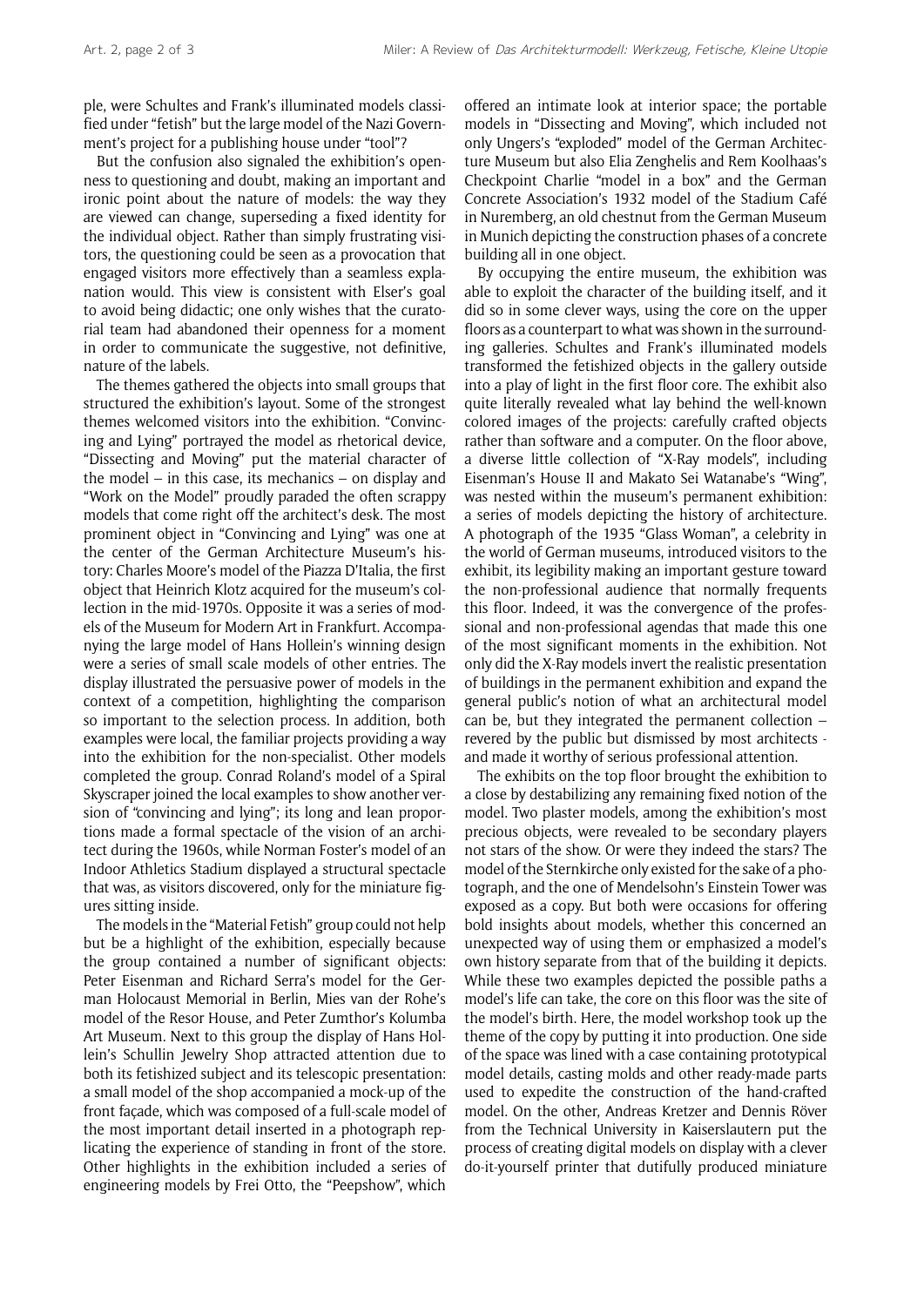ple, were Schultes and Frank's illuminated models classified under "fetish" but the large model of the Nazi Government's project for a publishing house under "tool"?

But the confusion also signaled the exhibition's openness to questioning and doubt, making an important and ironic point about the nature of models: the way they are viewed can change, superseding a fixed identity for the individual object. Rather than simply frustrating visitors, the questioning could be seen as a provocation that engaged visitors more effectively than a seamless explanation would. This view is consistent with Elser's goal to avoid being didactic; one only wishes that the curatorial team had abandoned their openness for a moment in order to communicate the suggestive, not definitive, nature of the labels.

The themes gathered the objects into small groups that structured the exhibition's layout. Some of the strongest themes welcomed visitors into the exhibition. "Convincing and Lying" portrayed the model as rhetorical device, "Dissecting and Moving" put the material character of the model – in this case, its mechanics – on display and "Work on the Model" proudly paraded the often scrappy models that come right off the architect's desk. The most prominent object in "Convincing and Lying" was one at the center of the German Architecture Museum's history: Charles Moore's model of the Piazza D'Italia, the first object that Heinrich Klotz acquired for the museum's collection in the mid-1970s. Opposite it was a series of models of the Museum for Modern Art in Frankfurt. Accompanying the large model of Hans Hollein's winning design were a series of small scale models of other entries. The display illustrated the persuasive power of models in the context of a competition, highlighting the comparison so important to the selection process. In addition, both examples were local, the familiar projects providing a way into the exhibition for the non-specialist. Other models completed the group. Conrad Roland's model of a Spiral Skyscraper joined the local examples to show another version of "convincing and lying"; its long and lean proportions made a formal spectacle of the vision of an architect during the 1960s, while Norman Foster's model of an Indoor Athletics Stadium displayed a structural spectacle that was, as visitors discovered, only for the miniature figures sitting inside.

The models in the "Material Fetish" group could not help but be a highlight of the exhibition, especially because the group contained a number of significant objects: Peter Eisenman and Richard Serra's model for the German Holocaust Memorial in Berlin, Mies van der Rohe's model of the Resor House, and Peter Zumthor's Kolumba Art Museum. Next to this group the display of Hans Hollein's Schullin Jewelry Shop attracted attention due to both its fetishized subject and its telescopic presentation: a small model of the shop accompanied a mock-up of the front façade, which was composed of a full-scale model of the most important detail inserted in a photograph replicating the experience of standing in front of the store. Other highlights in the exhibition included a series of engineering models by Frei Otto, the "Peepshow", which offered an intimate look at interior space; the portable models in "Dissecting and Moving", which included not only Ungers's "exploded" model of the German Architecture Museum but also Elia Zenghelis and Rem Koolhaas's Checkpoint Charlie "model in a box" and the German Concrete Association's 1932 model of the Stadium Café in Nuremberg, an old chestnut from the German Museum in Munich depicting the construction phases of a concrete building all in one object.

By occupying the entire museum, the exhibition was able to exploit the character of the building itself, and it did so in some clever ways, using the core on the upper floors as a counterpart to what was shown in the surrounding galleries. Schultes and Frank's illuminated models transformed the fetishized objects in the gallery outside into a play of light in the first floor core. The exhibit also quite literally revealed what lay behind the well-known colored images of the projects: carefully crafted objects rather than software and a computer. On the floor above, a diverse little collection of "X-Ray models", including Eisenman's House II and Makato Sei Watanabe's "Wing", was nested within the museum's permanent exhibition: a series of models depicting the history of architecture. A photograph of the 1935 "Glass Woman", a celebrity in the world of German museums, introduced visitors to the exhibit, its legibility making an important gesture toward the non-professional audience that normally frequents this floor. Indeed, it was the convergence of the professional and non-professional agendas that made this one of the most significant moments in the exhibition. Not only did the X-Ray models invert the realistic presentation of buildings in the permanent exhibition and expand the general public's notion of what an architectural model can be, but they integrated the permanent collection – revered by the public but dismissed by most architects - and made it worthy of serious professional attention.

The exhibits on the top floor brought the exhibition to a close by destabilizing any remaining fixed notion of the model. Two plaster models, among the exhibition's most precious objects, were revealed to be secondary players not stars of the show. Or were they indeed the stars? The model of the Sternkirche only existed for the sake of a photograph, and the one of Mendelsohn's Einstein Tower was exposed as a copy. But both were occasions for offering bold insights about models, whether this concerned an unexpected way of using them or emphasized a model's own history separate from that of the building it depicts. While these two examples depicted the possible paths a model's life can take, the core on this floor was the site of the model's birth. Here, the model workshop took up the theme of the copy by putting it into production. One side of the space was lined with a case containing prototypical model details, casting molds and other ready-made parts used to expedite the construction of the hand-crafted model. On the other, Andreas Kretzer and Dennis Röver from the Technical University in Kaiserslautern put the process of creating digital models on display with a clever do-it-yourself printer that dutifully produced miniature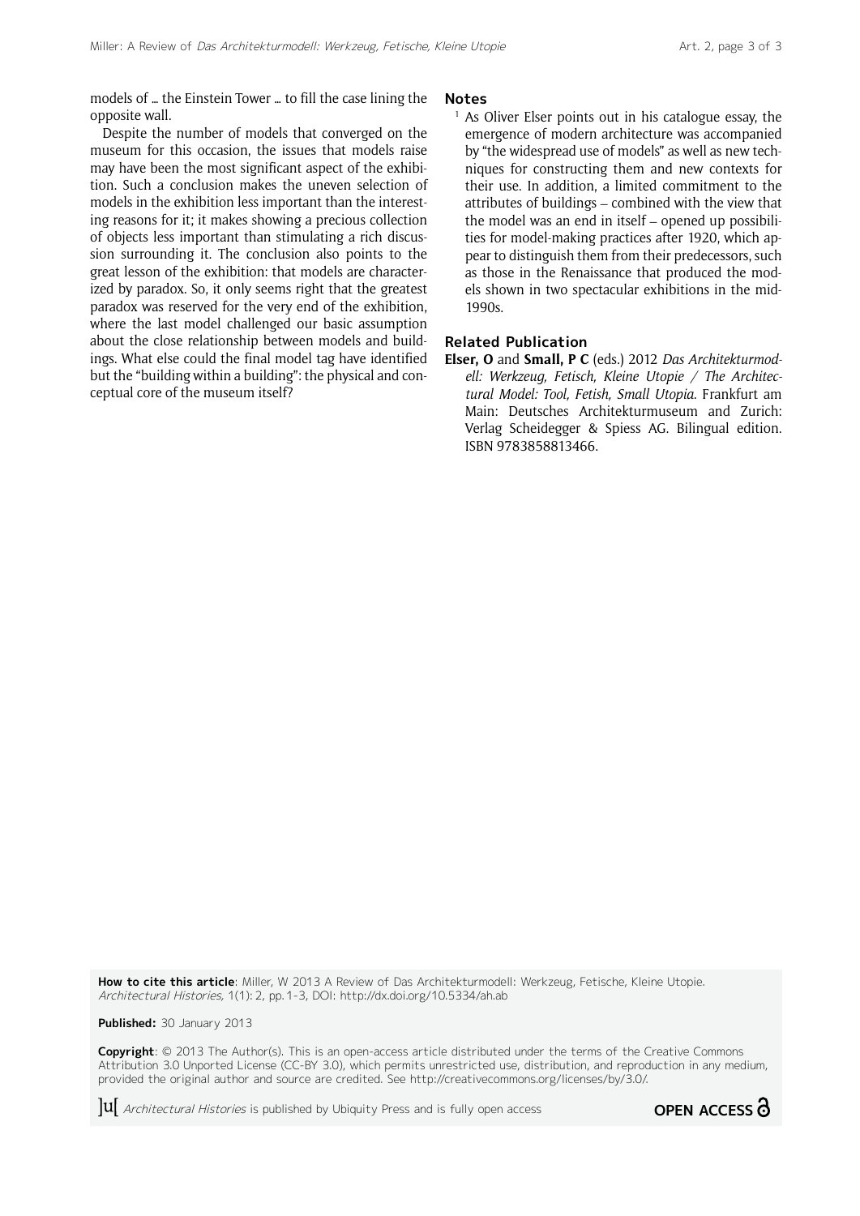models of … the Einstein Tower … to fill the case lining the opposite wall.

Despite the number of models that converged on the museum for this occasion, the issues that models raise may have been the most significant aspect of the exhibition. Such a conclusion makes the uneven selection of models in the exhibition less important than the interesting reasons for it; it makes showing a precious collection of objects less important than stimulating a rich discussion surrounding it. The conclusion also points to the great lesson of the exhibition: that models are characterized by paradox. So, it only seems right that the greatest paradox was reserved for the very end of the exhibition, where the last model challenged our basic assumption about the close relationship between models and buildings. What else could the final model tag have identified but the "building within a building": the physical and conceptual core of the museum itself?

## Notes

[1] As Oliver Elser points out in his catalogue essay, the emergence of modern architecture was accompanied by "the widespread use of models" as well as new techniques for constructing them and new contexts for their use. In addition, a limited commitment to the attributes of buildings – combined with the view that the model was an end in itself – opened up possibilities for model-making practices after 1920, which appear to distinguish them from their predecessors, such as those in the Renaissance that produced the models shown in two spectacular exhibitions in the mid-1990s.

## Related Publication

**Elser, O** and **Small, P C** (eds.) 2012 *Das Architekturmodell: Werkzeug, Fetisch, Kleine Utopie / The Architectural Model: Tool, Fetish, Small Utopia*. Frankfurt am Main: Deutsches Architekturmuseum and Zurich: Verlag Scheidegger & Spiess AG. Bilingual edition. ISBN 9783858813466.

**How to cite this article**: Miller, W 2013 A Review of Das Architekturmodell: Werkzeug, Fetische, Kleine Utopie. *Architectural Histories*, 1(1): 2, pp. 1-3, DOI: http://dx.doi.org/10.5334/ah.ab

**Published:** 30 January 2013

**Copyright**: © 2013 The Author(s). This is an open-access article distributed under the terms of the Creative Commons Attribution 3.0 Unported License (CC-BY 3.0), which permits unrestricted use, distribution, and reproduction in any medium, provided the original author and source are credited. See http://creativecommons.org/licenses/by/3.0/.

*Architectural Histories* is published by Ubiquity Press and is fully open access

**OPEN ACCESS**